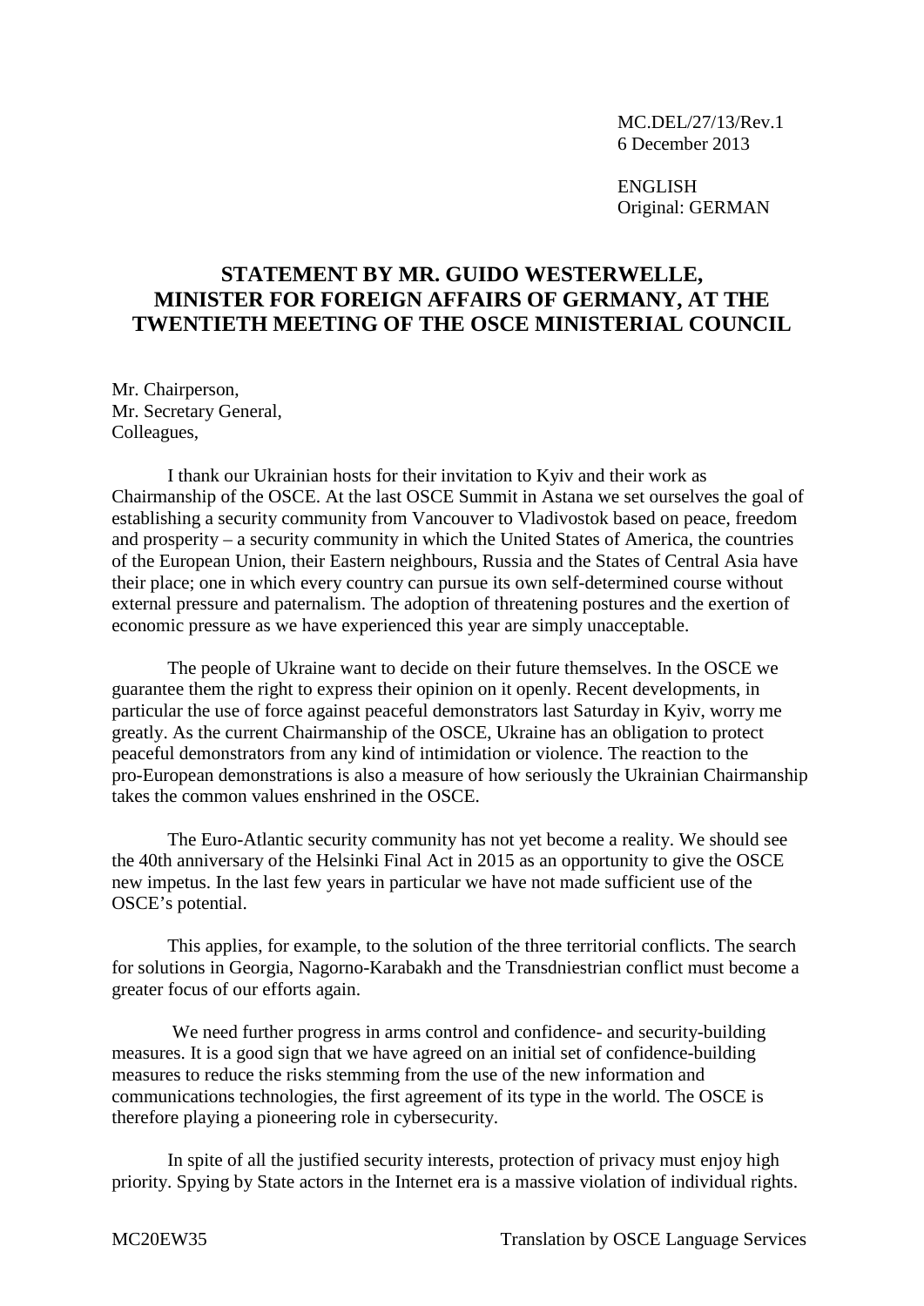MC.DEL/27/13/Rev.1
6 December 2013

ENGLISH
Original: GERMAN

# STATEMENT BY MR. GUIDO WESTERWELLE, MINISTER FOR FOREIGN AFFAIRS OF GERMANY, AT THE TWENTIETH MEETING OF THE OSCE MINISTERIAL COUNCIL

Mr. Chairperson,
Mr. Secretary General,
Colleagues,

I thank our Ukrainian hosts for their invitation to Kyiv and their work as Chairmanship of the OSCE. At the last OSCE Summit in Astana we set ourselves the goal of establishing a security community from Vancouver to Vladivostok based on peace, freedom and prosperity – a security community in which the United States of America, the countries of the European Union, their Eastern neighbours, Russia and the States of Central Asia have their place; one in which every country can pursue its own self-determined course without external pressure and paternalism. The adoption of threatening postures and the exertion of economic pressure as we have experienced this year are simply unacceptable.

The people of Ukraine want to decide on their future themselves. In the OSCE we guarantee them the right to express their opinion on it openly. Recent developments, in particular the use of force against peaceful demonstrators last Saturday in Kyiv, worry me greatly. As the current Chairmanship of the OSCE, Ukraine has an obligation to protect peaceful demonstrators from any kind of intimidation or violence. The reaction to the pro-European demonstrations is also a measure of how seriously the Ukrainian Chairmanship takes the common values enshrined in the OSCE.

The Euro-Atlantic security community has not yet become a reality. We should see the 40th anniversary of the Helsinki Final Act in 2015 as an opportunity to give the OSCE new impetus. In the last few years in particular we have not made sufficient use of the OSCE's potential.

This applies, for example, to the solution of the three territorial conflicts. The search for solutions in Georgia, Nagorno-Karabakh and the Transdniestrian conflict must become a greater focus of our efforts again.

We need further progress in arms control and confidence- and security-building measures. It is a good sign that we have agreed on an initial set of confidence-building measures to reduce the risks stemming from the use of the new information and communications technologies, the first agreement of its type in the world. The OSCE is therefore playing a pioneering role in cybersecurity.

In spite of all the justified security interests, protection of privacy must enjoy high priority. Spying by State actors in the Internet era is a massive violation of individual rights.

MC20EW35 Translation by OSCE Language Services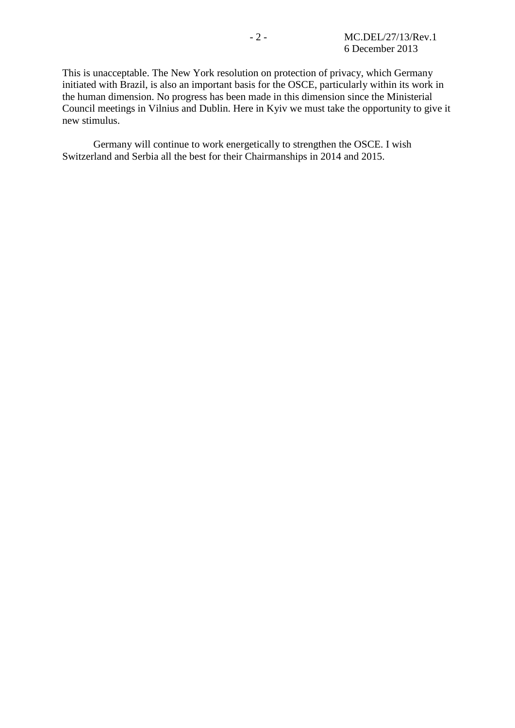This is unacceptable. The New York resolution on protection of privacy, which Germany initiated with Brazil, is also an important basis for the OSCE, particularly within its work in the human dimension. No progress has been made in this dimension since the Ministerial Council meetings in Vilnius and Dublin. Here in Kyiv we must take the opportunity to give it new stimulus.

Germany will continue to work energetically to strengthen the OSCE. I wish Switzerland and Serbia all the best for their Chairmanships in 2014 and 2015.